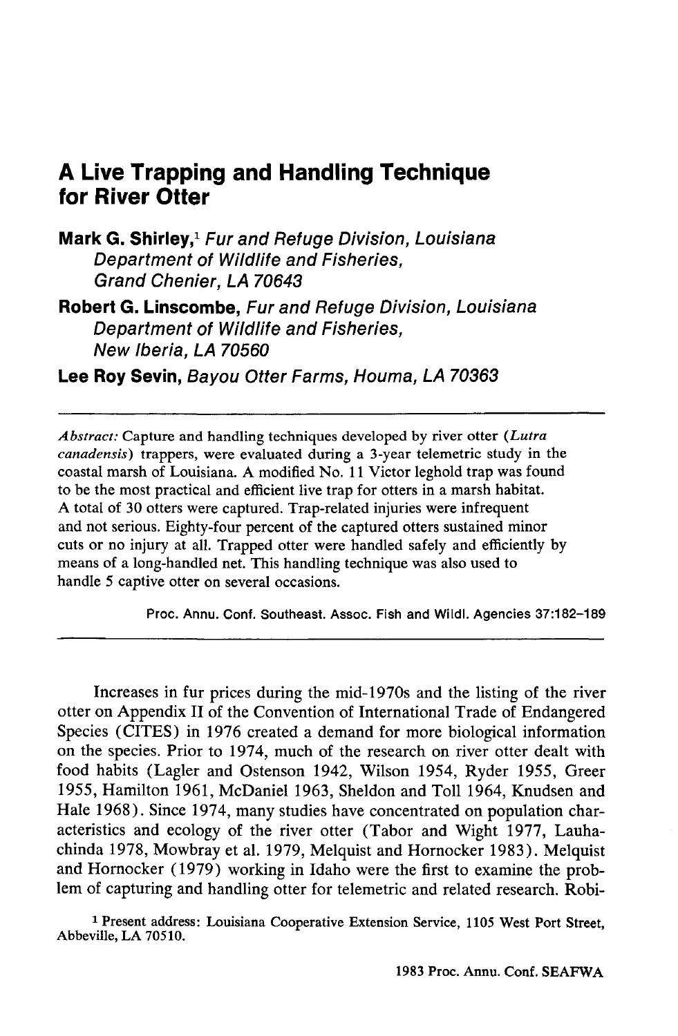# A Live Trapping and Handling Technique for River Otter

**Mark G. Shirley,**[1] *Fur and Refuge Division, Louisiana Department of Wildlife and Fisheries, Grand Chenier, LA 70643*

**Robert G. Linscombe,** *Fur and Refuge Division, Louisiana Department of Wildlife and Fisheries, New Iberia, LA 70560*

**Lee Roy Sevin,** *Bayou Otter Farms, Houma, LA 70363*

---

*Abstract:* Capture and handling techniques developed by river otter (*Lutra canadensis*) trappers, were evaluated during a 3-year telemetric study in the coastal marsh of Louisiana. A modified No. 11 Victor leghold trap was found to be the most practical and efficient live trap for otters in a marsh habitat. A total of 30 otters were captured. Trap-related injuries were infrequent and not serious. Eighty-four percent of the captured otters sustained minor cuts or no injury at all. Trapped otter were handled safely and efficiently by means of a long-handled net. This handling technique was also used to handle 5 captive otter on several occasions.

Proc. Annu. Conf. Southeast. Assoc. Fish and Wildl. Agencies 37:182–189

---

Increases in fur prices during the mid-1970s and the listing of the river otter on Appendix II of the Convention of International Trade of Endangered Species (CITES) in 1976 created a demand for more biological information on the species. Prior to 1974, much of the research on river otter dealt with food habits (Lagler and Ostenson 1942, Wilson 1954, Ryder 1955, Greer 1955, Hamilton 1961, McDaniel 1963, Sheldon and Toll 1964, Knudsen and Hale 1968). Since 1974, many studies have concentrated on population characteristics and ecology of the river otter (Tabor and Wight 1977, Lauhachinda 1978, Mowbray et al. 1979, Melquist and Hornocker 1983). Melquist and Hornocker (1979) working in Idaho were the first to examine the problem of capturing and handling otter for telemetric and related research. Robi-

[1] Present address: Louisiana Cooperative Extension Service, 1105 West Port Street, Abbeville, LA 70510.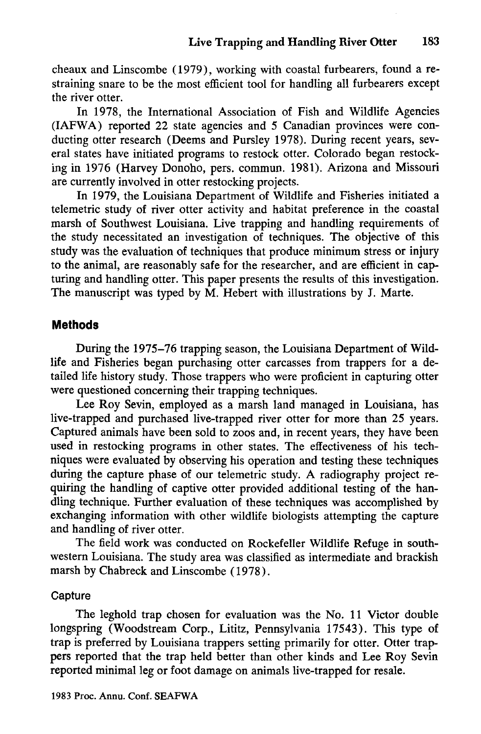cheaux and Linscombe (1979), working with coastal furbearers, found a restraining snare to be the most efficient tool for handling all furbearers except the river otter.

In 1978, the International Association of Fish and Wildlife Agencies (IAFWA) reported 22 state agencies and 5 Canadian provinces were conducting otter research (Deems and Pursley 1978). During recent years, several states have initiated programs to restock otter. Colorado began restocking in 1976 (Harvey Donoho, pers. commun. 1981). Arizona and Missouri are currently involved in otter restocking projects.

In 1979, the Louisiana Department of Wildlife and Fisheries initiated a telemetric study of river otter activity and habitat preference in the coastal marsh of Southwest Louisiana. Live trapping and handling requirements of the study necessitated an investigation of techniques. The objective of this study was the evaluation of techniques that produce minimum stress or injury to the animal, are reasonably safe for the researcher, and are efficient in capturing and handling otter. This paper presents the results of this investigation. The manuscript was typed by M. Hebert with illustrations by J. Marte.

## Methods

During the 1975–76 trapping season, the Louisiana Department of Wildlife and Fisheries began purchasing otter carcasses from trappers for a detailed life history study. Those trappers who were proficient in capturing otter were questioned concerning their trapping techniques.

Lee Roy Sevin, employed as a marsh land managed in Louisiana, has live-trapped and purchased live-trapped river otter for more than 25 years. Captured animals have been sold to zoos and, in recent years, they have been used in restocking programs in other states. The effectiveness of his techniques were evaluated by observing his operation and testing these techniques during the capture phase of our telemetric study. A radiography project requiring the handling of captive otter provided additional testing of the handling technique. Further evaluation of these techniques was accomplished by exchanging information with other wildlife biologists attempting the capture and handling of river otter.

The field work was conducted on Rockefeller Wildlife Refuge in southwestern Louisiana. The study area was classified as intermediate and brackish marsh by Chabreck and Linscombe (1978).

### Capture

The leghold trap chosen for evaluation was the No. 11 Victor double longspring (Woodstream Corp., Lititz, Pennsylvania 17543). This type of trap is preferred by Louisiana trappers setting primarily for otter. Otter trappers reported that the trap held better than other kinds and Lee Roy Sevin reported minimal leg or foot damage on animals live-trapped for resale.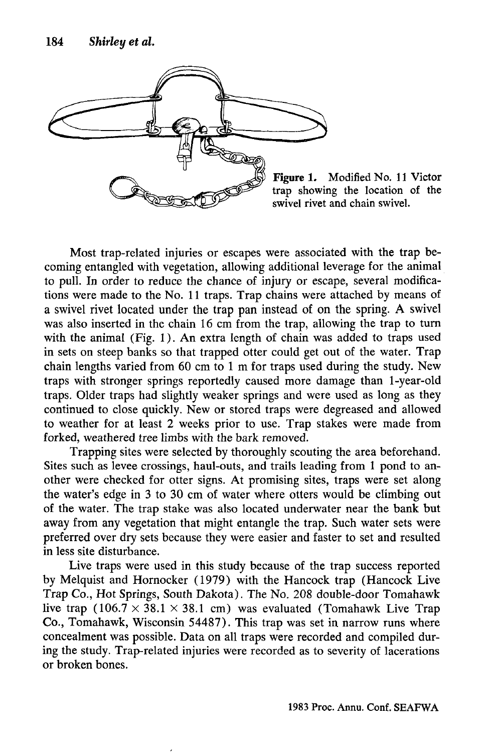Figure 1. Modified No. 11 Victor trap showing the location of the swivel rivet and chain swivel.

Most trap-related injuries or escapes were associated with the trap becoming entangled with vegetation, allowing additional leverage for the animal to pull. In order to reduce the chance of injury or escape, several modifications were made to the No. 11 traps. Trap chains were attached by means of a swivel rivet located under the trap pan instead of on the spring. A swivel was also inserted in the chain 16 cm from the trap, allowing the trap to turn with the animal (Fig. 1). An extra length of chain was added to traps used in sets on steep banks so that trapped otter could get out of the water. Trap chain lengths varied from 60 cm to 1 m for traps used during the study. New traps with stronger springs reportedly caused more damage than 1-year-old traps. Older traps had slightly weaker springs and were used as long as they continued to close quickly. New or stored traps were degreased and allowed to weather for at least 2 weeks prior to use. Trap stakes were made from forked, weathered tree limbs with the bark removed.

Trapping sites were selected by thoroughly scouting the area beforehand. Sites such as levee crossings, haul-outs, and trails leading from 1 pond to another were checked for otter signs. At promising sites, traps were set along the water's edge in 3 to 30 cm of water where otters would be climbing out of the water. The trap stake was also located underwater near the bank but away from any vegetation that might entangle the trap. Such water sets were preferred over dry sets because they were easier and faster to set and resulted in less site disturbance.

Live traps were used in this study because of the trap success reported by Melquist and Hornocker (1979) with the Hancock trap (Hancock Live Trap Co., Hot Springs, South Dakota). The No. 208 double-door Tomahawk live trap (106.7 × 38.1 × 38.1 cm) was evaluated (Tomahawk Live Trap Co., Tomahawk, Wisconsin 54487). This trap was set in narrow runs where concealment was possible. Data on all traps were recorded and compiled during the study. Trap-related injuries were recorded as to severity of lacerations or broken bones.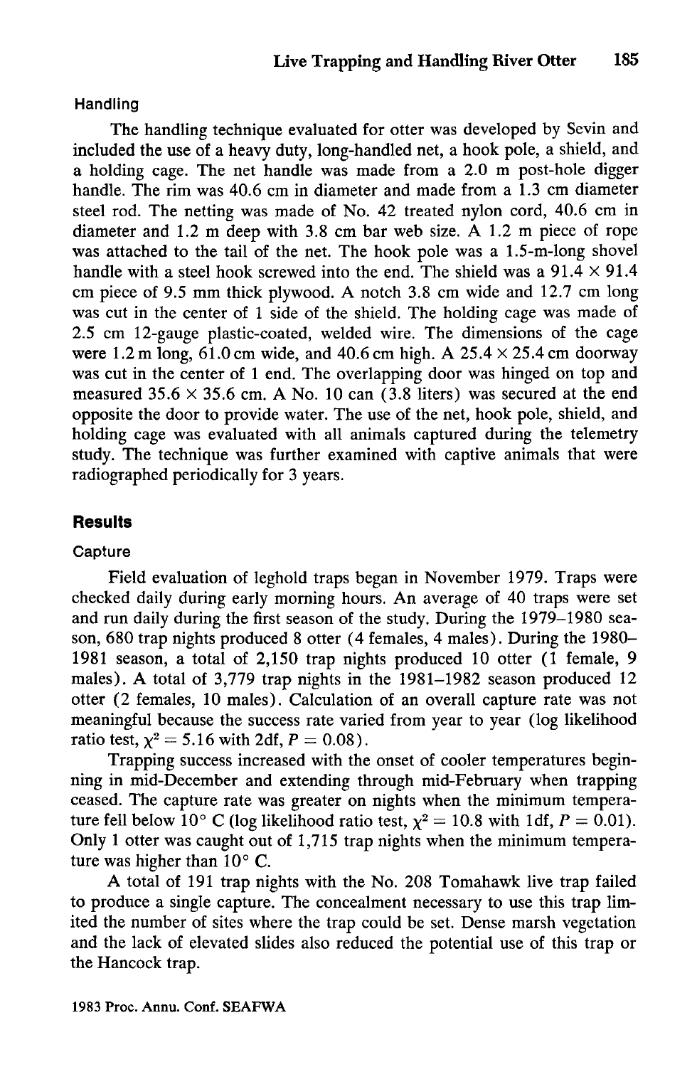### Handling

The handling technique evaluated for otter was developed by Sevin and included the use of a heavy duty, long-handled net, a hook pole, a shield, and a holding cage. The net handle was made from a 2.0 m post-hole digger handle. The rim was 40.6 cm in diameter and made from a 1.3 cm diameter steel rod. The netting was made of No. 42 treated nylon cord, 40.6 cm in diameter and 1.2 m deep with 3.8 cm bar web size. A 1.2 m piece of rope was attached to the tail of the net. The hook pole was a 1.5-m-long shovel handle with a steel hook screwed into the end. The shield was a 91.4 × 91.4 cm piece of 9.5 mm thick plywood. A notch 3.8 cm wide and 12.7 cm long was cut in the center of 1 side of the shield. The holding cage was made of 2.5 cm 12-gauge plastic-coated, welded wire. The dimensions of the cage were 1.2 m long, 61.0 cm wide, and 40.6 cm high. A 25.4 × 25.4 cm doorway was cut in the center of 1 end. The overlapping door was hinged on top and measured 35.6 × 35.6 cm. A No. 10 can (3.8 liters) was secured at the end opposite the door to provide water. The use of the net, hook pole, shield, and holding cage was evaluated with all animals captured during the telemetry study. The technique was further examined with captive animals that were radiographed periodically for 3 years.

## Results

### Capture

Field evaluation of leghold traps began in November 1979. Traps were checked daily during early morning hours. An average of 40 traps were set and run daily during the first season of the study. During the 1979–1980 season, 680 trap nights produced 8 otter (4 females, 4 males). During the 1980–1981 season, a total of 2,150 trap nights produced 10 otter (1 female, 9 males). A total of 3,779 trap nights in the 1981–1982 season produced 12 otter (2 females, 10 males). Calculation of an overall capture rate was not meaningful because the success rate varied from year to year (log likelihood ratio test, $\chi^2 = 5.16$ with 2df, $P = 0.08$).

Trapping success increased with the onset of cooler temperatures beginning in mid-December and extending through mid-February when trapping ceased. The capture rate was greater on nights when the minimum temperature fell below 10° C (log likelihood ratio test, $\chi^2 = 10.8$ with 1df, $P = 0.01$). Only 1 otter was caught out of 1,715 trap nights when the minimum temperature was higher than 10° C.

A total of 191 trap nights with the No. 208 Tomahawk live trap failed to produce a single capture. The concealment necessary to use this trap limited the number of sites where the trap could be set. Dense marsh vegetation and the lack of elevated slides also reduced the potential use of this trap or the Hancock trap.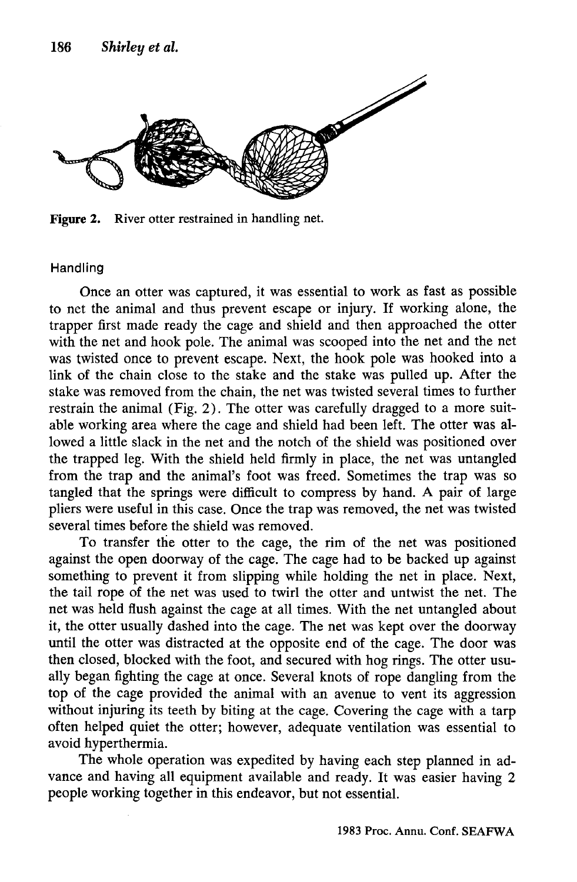Figure 2. River otter restrained in handling net.

### Handling

Once an otter was captured, it was essential to work as fast as possible to net the animal and thus prevent escape or injury. If working alone, the trapper first made ready the cage and shield and then approached the otter with the net and hook pole. The animal was scooped into the net and the net was twisted once to prevent escape. Next, the hook pole was hooked into a link of the chain close to the stake and the stake was pulled up. After the stake was removed from the chain, the net was twisted several times to further restrain the animal (Fig. 2). The otter was carefully dragged to a more suitable working area where the cage and shield had been left. The otter was allowed a little slack in the net and the notch of the shield was positioned over the trapped leg. With the shield held firmly in place, the net was untangled from the trap and the animal's foot was freed. Sometimes the trap was so tangled that the springs were difficult to compress by hand. A pair of large pliers were useful in this case. Once the trap was removed, the net was twisted several times before the shield was removed.

To transfer the otter to the cage, the rim of the net was positioned against the open doorway of the cage. The cage had to be backed up against something to prevent it from slipping while holding the net in place. Next, the tail rope of the net was used to twirl the otter and untwist the net. The net was held flush against the cage at all times. With the net untangled about it, the otter usually dashed into the cage. The net was kept over the doorway until the otter was distracted at the opposite end of the cage. The door was then closed, blocked with the foot, and secured with hog rings. The otter usually began fighting the cage at once. Several knots of rope dangling from the top of the cage provided the animal with an avenue to vent its aggression without injuring its teeth by biting at the cage. Covering the cage with a tarp often helped quiet the otter; however, adequate ventilation was essential to avoid hyperthermia.

The whole operation was expedited by having each step planned in advance and having all equipment available and ready. It was easier having 2 people working together in this endeavor, but not essential.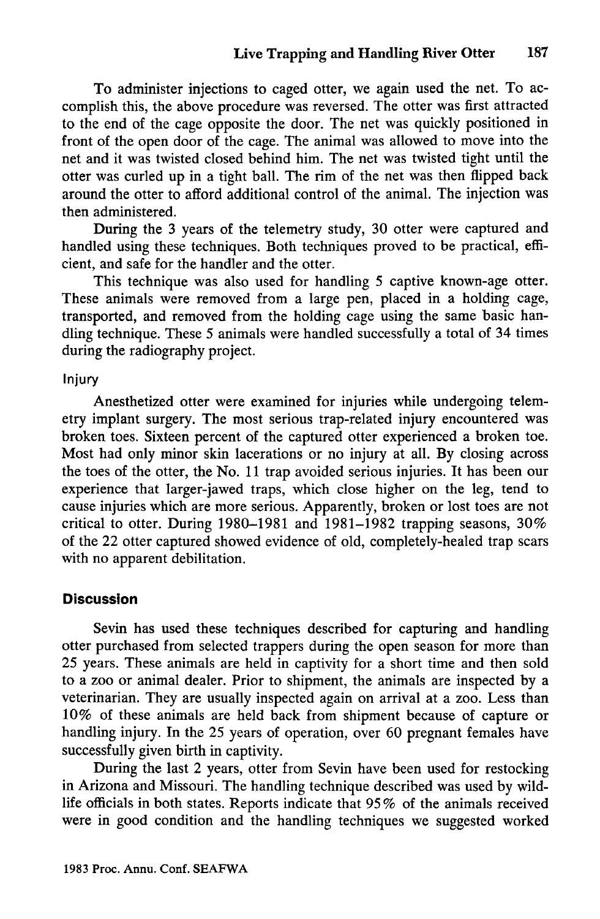To administer injections to caged otter, we again used the net. To accomplish this, the above procedure was reversed. The otter was first attracted to the end of the cage opposite the door. The net was quickly positioned in front of the open door of the cage. The animal was allowed to move into the net and it was twisted closed behind him. The net was twisted tight until the otter was curled up in a tight ball. The rim of the net was then flipped back around the otter to afford additional control of the animal. The injection was then administered.

During the 3 years of the telemetry study, 30 otter were captured and handled using these techniques. Both techniques proved to be practical, efficient, and safe for the handler and the otter.

This technique was also used for handling 5 captive known-age otter. These animals were removed from a large pen, placed in a holding cage, transported, and removed from the holding cage using the same basic handling technique. These 5 animals were handled successfully a total of 34 times during the radiography project.

### Injury

Anesthetized otter were examined for injuries while undergoing telemetry implant surgery. The most serious trap-related injury encountered was broken toes. Sixteen percent of the captured otter experienced a broken toe. Most had only minor skin lacerations or no injury at all. By closing across the toes of the otter, the No. 11 trap avoided serious injuries. It has been our experience that larger-jawed traps, which close higher on the leg, tend to cause injuries which are more serious. Apparently, broken or lost toes are not critical to otter. During 1980–1981 and 1981–1982 trapping seasons, 30% of the 22 otter captured showed evidence of old, completely-healed trap scars with no apparent debilitation.

## Discussion

Sevin has used these techniques described for capturing and handling otter purchased from selected trappers during the open season for more than 25 years. These animals are held in captivity for a short time and then sold to a zoo or animal dealer. Prior to shipment, the animals are inspected by a veterinarian. They are usually inspected again on arrival at a zoo. Less than 10% of these animals are held back from shipment because of capture or handling injury. In the 25 years of operation, over 60 pregnant females have successfully given birth in captivity.

During the last 2 years, otter from Sevin have been used for restocking in Arizona and Missouri. The handling technique described was used by wildlife officials in both states. Reports indicate that 95% of the animals received were in good condition and the handling techniques we suggested worked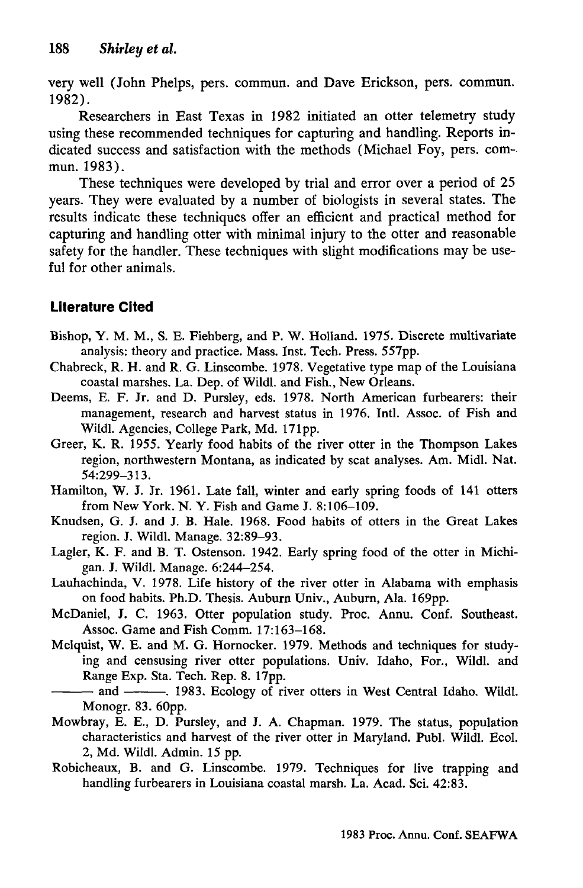very well (John Phelps, pers. commun. and Dave Erickson, pers. commun. 1982).

Researchers in East Texas in 1982 initiated an otter telemetry study using these recommended techniques for capturing and handling. Reports indicated success and satisfaction with the methods (Michael Foy, pers. commun. 1983).

These techniques were developed by trial and error over a period of 25 years. They were evaluated by a number of biologists in several states. The results indicate these techniques offer an efficient and practical method for capturing and handling otter with minimal injury to the otter and reasonable safety for the handler. These techniques with slight modifications may be useful for other animals.

## Literature Cited

Bishop, Y. M. M., S. E. Fiehberg, and P. W. Holland. 1975. Discrete multivariate analysis: theory and practice. Mass. Inst. Tech. Press. 557pp.

Chabreck, R. H. and R. G. Linscombe. 1978. Vegetative type map of the Louisiana coastal marshes. La. Dep. of Wildl. and Fish., New Orleans.

Deems, E. F. Jr. and D. Pursley, eds. 1978. North American furbearers: their management, research and harvest status in 1976. Intl. Assoc. of Fish and Wildl. Agencies, College Park, Md. 171pp.

Greer, K. R. 1955. Yearly food habits of the river otter in the Thompson Lakes region, northwestern Montana, as indicated by scat analyses. Am. Midl. Nat. 54:299–313.

Hamilton, W. J. Jr. 1961. Late fall, winter and early spring foods of 141 otters from New York. N. Y. Fish and Game J. 8:106–109.

Knudsen, G. J. and J. B. Hale. 1968. Food habits of otters in the Great Lakes region. J. Wildl. Manage. 32:89–93.

Lagler, K. F. and B. T. Ostenson. 1942. Early spring food of the otter in Michigan. J. Wildl. Manage. 6:244–254.

Lauhachinda, V. 1978. Life history of the river otter in Alabama with emphasis on food habits. Ph.D. Thesis. Auburn Univ., Auburn, Ala. 169pp.

McDaniel, J. C. 1963. Otter population study. Proc. Annu. Conf. Southeast. Assoc. Game and Fish Comm. 17:163–168.

Melquist, W. E. and M. G. Hornocker. 1979. Methods and techniques for studying and censusing river otter populations. Univ. Idaho, For., Wildl. and Range Exp. Sta. Tech. Rep. 8. 17pp.

——— and ———. 1983. Ecology of river otters in West Central Idaho. Wildl. Monogr. 83. 60pp.

Mowbray, E. E., D. Pursley, and J. A. Chapman. 1979. The status, population characteristics and harvest of the river otter in Maryland. Publ. Wildl. Ecol. 2, Md. Wildl. Admin. 15 pp.

Robicheaux, B. and G. Linscombe. 1979. Techniques for live trapping and handling furbearers in Louisiana coastal marsh. La. Acad. Sci. 42:83.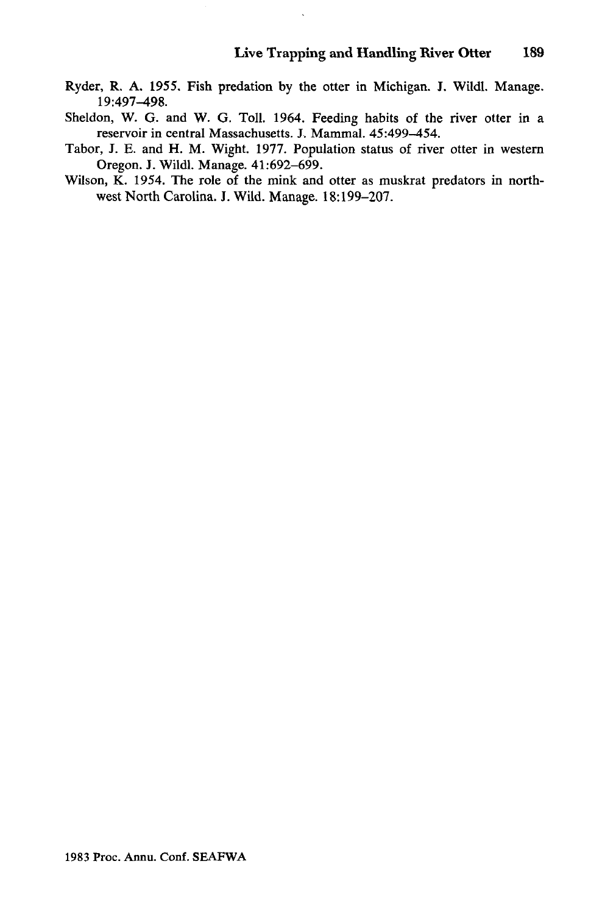Ryder, R. A. 1955. Fish predation by the otter in Michigan. J. Wildl. Manage. 19:497–498.

Sheldon, W. G. and W. G. Toll. 1964. Feeding habits of the river otter in a reservoir in central Massachusetts. J. Mammal. 45:499–454.

Tabor, J. E. and H. M. Wight. 1977. Population status of river otter in western Oregon. J. Wildl. Manage. 41:692–699.

Wilson, K. 1954. The role of the mink and otter as muskrat predators in northwest North Carolina. J. Wild. Manage. 18:199–207.